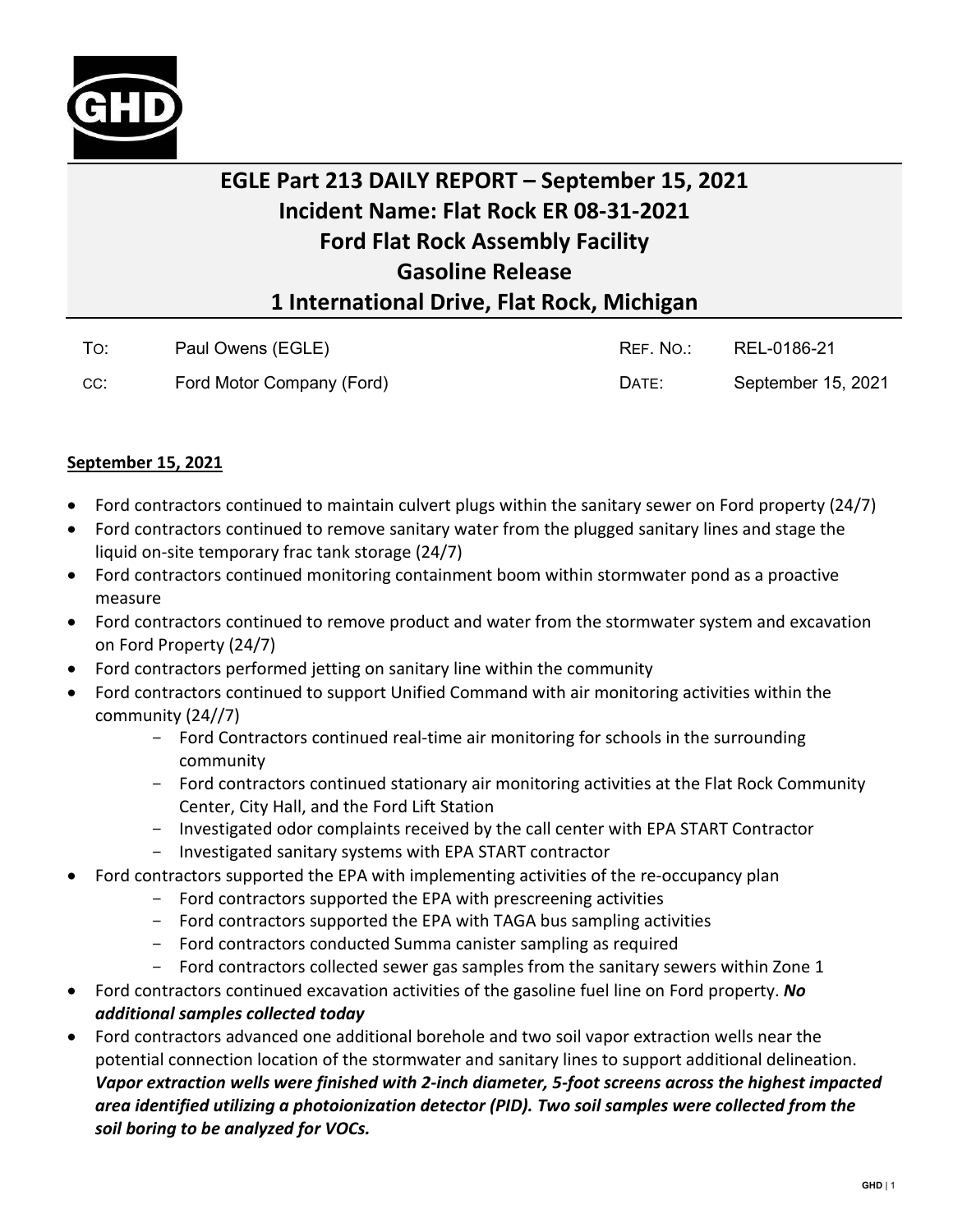# EGLE Part 213 DAILY REPORT – September 15, 2021
# Incident Name: Flat Rock ER 08-31-2021
# Ford Flat Rock Assembly Facility
# Gasoline Release
# 1 International Drive, Flat Rock, Michigan

| | | | |
|---|---|---|---|
| To: | Paul Owens (EGLE) | Ref. No.: | REL-0186-21 |
| cc: | Ford Motor Company (Ford) | Date: | September 15, 2021 |

**September 15, 2021**

- Ford contractors continued to maintain culvert plugs within the sanitary sewer on Ford property (24/7)
- Ford contractors continued to remove sanitary water from the plugged sanitary lines and stage the liquid on-site temporary frac tank storage (24/7)
- Ford contractors continued monitoring containment boom within stormwater pond as a proactive measure
- Ford contractors continued to remove product and water from the stormwater system and excavation on Ford Property (24/7)
- Ford contractors performed jetting on sanitary line within the community
- Ford contractors continued to support Unified Command with air monitoring activities within the community (24//7)
  - Ford Contractors continued real-time air monitoring for schools in the surrounding community
  - Ford contractors continued stationary air monitoring activities at the Flat Rock Community Center, City Hall, and the Ford Lift Station
  - Investigated odor complaints received by the call center with EPA START Contractor
  - Investigated sanitary systems with EPA START contractor
- Ford contractors supported the EPA with implementing activities of the re-occupancy plan
  - Ford contractors supported the EPA with prescreening activities
  - Ford contractors supported the EPA with TAGA bus sampling activities
  - Ford contractors conducted Summa canister sampling as required
  - Ford contractors collected sewer gas samples from the sanitary sewers within Zone 1
- Ford contractors continued excavation activities of the gasoline fuel line on Ford property. ***No additional samples collected today***
- Ford contractors advanced one additional borehole and two soil vapor extraction wells near the potential connection location of the stormwater and sanitary lines to support additional delineation. ***Vapor extraction wells were finished with 2-inch diameter, 5-foot screens across the highest impacted area identified utilizing a photoionization detector (PID). Two soil samples were collected from the soil boring to be analyzed for VOCs.***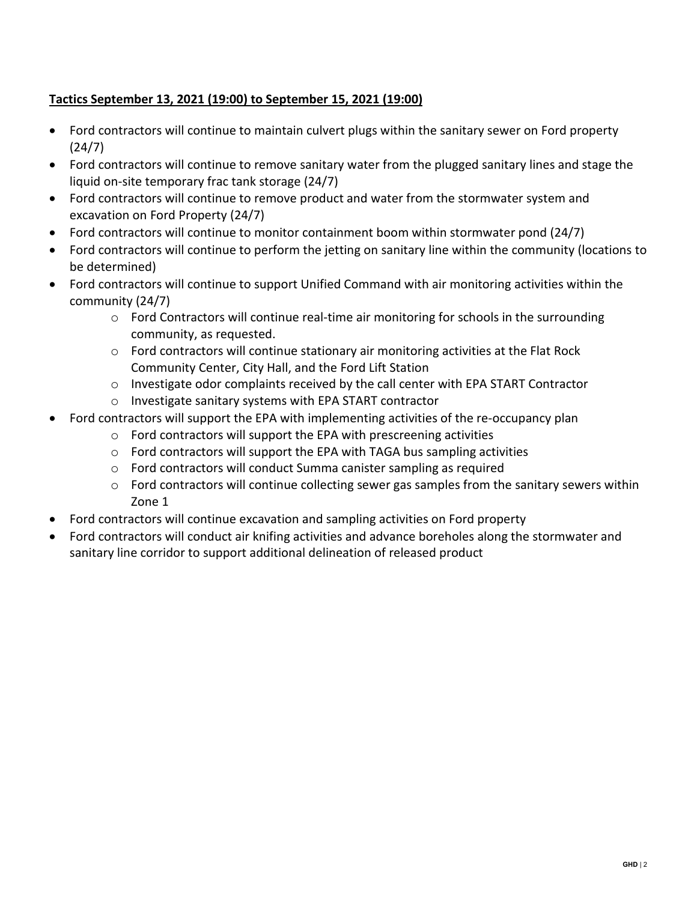**Tactics September 13, 2021 (19:00) to September 15, 2021 (19:00)**

- Ford contractors will continue to maintain culvert plugs within the sanitary sewer on Ford property (24/7)
- Ford contractors will continue to remove sanitary water from the plugged sanitary lines and stage the liquid on-site temporary frac tank storage (24/7)
- Ford contractors will continue to remove product and water from the stormwater system and excavation on Ford Property (24/7)
- Ford contractors will continue to monitor containment boom within stormwater pond (24/7)
- Ford contractors will continue to perform the jetting on sanitary line within the community (locations to be determined)
- Ford contractors will continue to support Unified Command with air monitoring activities within the community (24/7)
  - Ford Contractors will continue real-time air monitoring for schools in the surrounding community, as requested.
  - Ford contractors will continue stationary air monitoring activities at the Flat Rock Community Center, City Hall, and the Ford Lift Station
  - Investigate odor complaints received by the call center with EPA START Contractor
  - Investigate sanitary systems with EPA START contractor
- Ford contractors will support the EPA with implementing activities of the re-occupancy plan
  - Ford contractors will support the EPA with prescreening activities
  - Ford contractors will support the EPA with TAGA bus sampling activities
  - Ford contractors will conduct Summa canister sampling as required
  - Ford contractors will continue collecting sewer gas samples from the sanitary sewers within Zone 1
- Ford contractors will continue excavation and sampling activities on Ford property
- Ford contractors will conduct air knifing activities and advance boreholes along the stormwater and sanitary line corridor to support additional delineation of released product